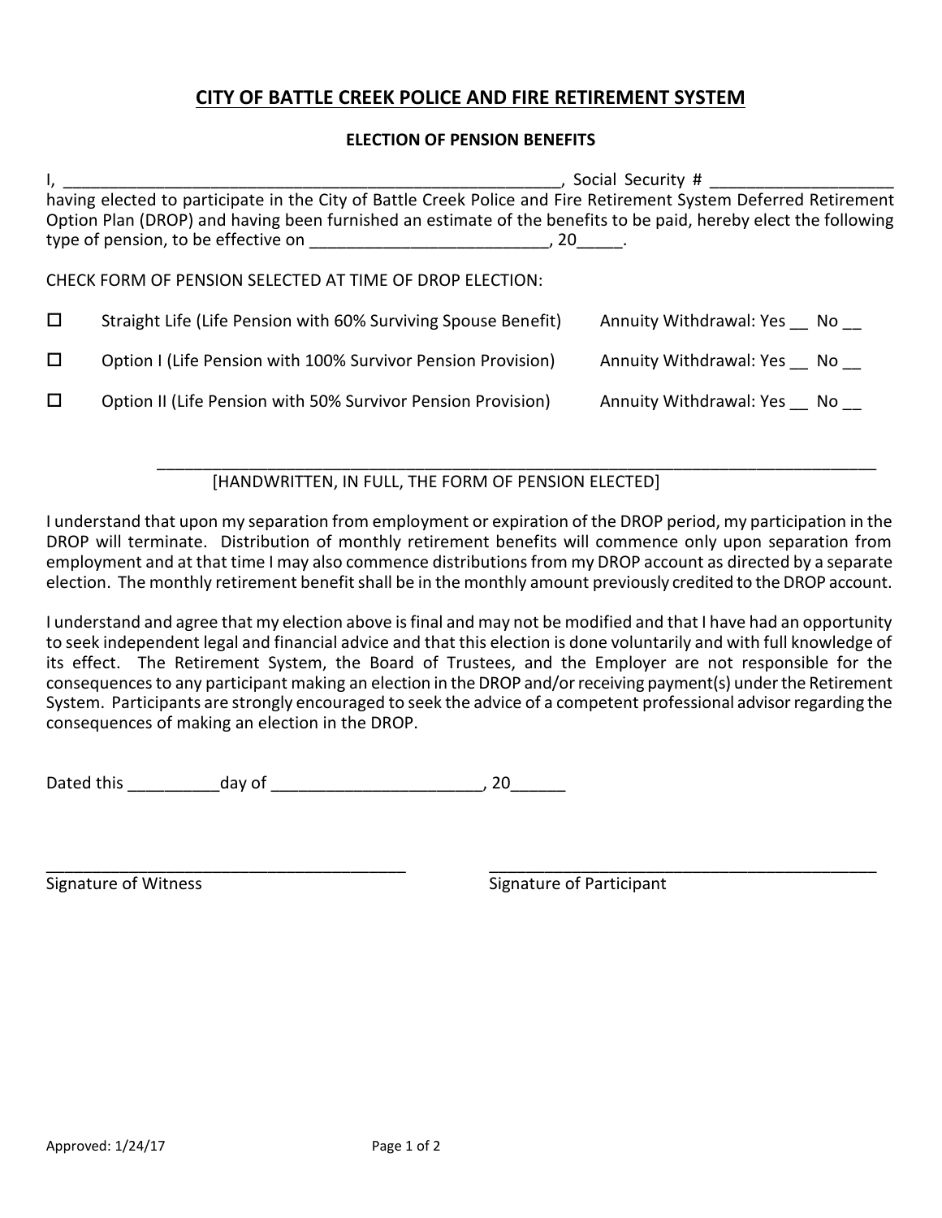# CITY OF BATTLE CREEK POLICE AND FIRE RETIREMENT SYSTEM

## ELECTION OF PENSION BENEFITS

I, ________________________________________________________, Social Security # ___________________ having elected to participate in the City of Battle Creek Police and Fire Retirement System Deferred Retirement Option Plan (DROP) and having been furnished an estimate of the benefits to be paid, hereby elect the following type of pension, to be effective on _________________________, 20_____.

CHECK FORM OF PENSION SELECTED AT TIME OF DROP ELECTION:

☐ Straight Life (Life Pension with 60% Surviving Spouse Benefit) Annuity Withdrawal: Yes __ No __

☐ Option I (Life Pension with 100% Survivor Pension Provision) Annuity Withdrawal: Yes __ No __

☐ Option II (Life Pension with 50% Survivor Pension Provision) Annuity Withdrawal: Yes __ No __

_________________________________________________________________________________

[HANDWRITTEN, IN FULL, THE FORM OF PENSION ELECTED]

I understand that upon my separation from employment or expiration of the DROP period, my participation in the DROP will terminate. Distribution of monthly retirement benefits will commence only upon separation from employment and at that time I may also commence distributions from my DROP account as directed by a separate election. The monthly retirement benefit shall be in the monthly amount previously credited to the DROP account.

I understand and agree that my election above is final and may not be modified and that I have had an opportunity to seek independent legal and financial advice and that this election is done voluntarily and with full knowledge of its effect. The Retirement System, the Board of Trustees, and the Employer are not responsible for the consequences to any participant making an election in the DROP and/or receiving payment(s) under the Retirement System. Participants are strongly encouraged to seek the advice of a competent professional advisor regarding the consequences of making an election in the DROP.

Dated this __________day of ______________________, 20______

________________________________________ Signature of Witness

____________________________________________ Signature of Participant

Approved: 1/24/17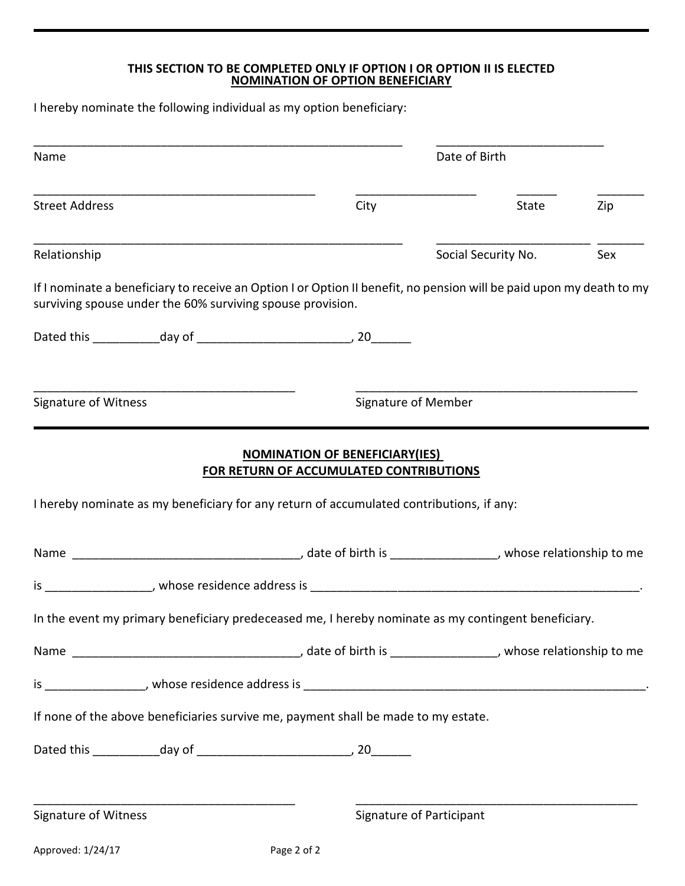**THIS SECTION TO BE COMPLETED ONLY IF OPTION I OR OPTION II IS ELECTED**

**NOMINATION OF OPTION BENEFICIARY**

I hereby nominate the following individual as my option beneficiary:

\_\_\_\_\_\_\_\_\_\_\_\_\_\_\_\_\_\_\_\_\_\_\_\_\_\_\_\_\_\_\_\_\_\_\_\_\_\_\_\_\_\_\_\_\_\_\_\_\_\_\_\_\_\_\_\_\_\_\_\_ \_\_\_\_\_\_\_\_\_\_\_\_\_\_\_\_\_\_\_\_\_\_\_\_\_\_\_
Name Date of Birth

\_\_\_\_\_\_\_\_\_\_\_\_\_\_\_\_\_\_\_\_\_\_\_\_\_\_\_\_\_\_\_\_\_\_\_\_\_\_\_\_\_\_\_\_\_\_ \_\_\_\_\_\_\_\_\_\_\_\_\_\_\_\_\_\_\_\_ \_\_\_\_\_\_\_ \_\_\_\_\_\_\_\_
Street Address City State Zip

\_\_\_\_\_\_\_\_\_\_\_\_\_\_\_\_\_\_\_\_\_\_\_\_\_\_\_\_\_\_\_\_\_\_\_\_\_\_\_\_\_\_\_\_\_\_\_\_\_\_\_\_\_\_\_\_\_\_\_\_ \_\_\_\_\_\_\_\_\_\_\_\_\_\_\_\_\_\_\_\_\_\_\_\_\_ \_\_\_\_\_\_\_\_
Relationship Social Security No. Sex

If I nominate a beneficiary to receive an Option I or Option II benefit, no pension will be paid upon my death to my surviving spouse under the 60% surviving spouse provision.

Dated this \_\_\_\_\_\_\_\_\_\_day of \_\_\_\_\_\_\_\_\_\_\_\_\_\_\_\_\_\_\_\_\_\_\_\_, 20\_\_\_\_\_\_

\_\_\_\_\_\_\_\_\_\_\_\_\_\_\_\_\_\_\_\_\_\_\_\_\_\_\_\_\_\_\_\_\_\_\_\_\_\_\_\_\_ \_\_\_\_\_\_\_\_\_\_\_\_\_\_\_\_\_\_\_\_\_\_\_\_\_\_\_\_\_\_\_\_\_\_\_\_\_\_\_\_\_\_\_\_\_
Signature of Witness Signature of Member

---

**NOMINATION OF BENEFICIARY(IES)**
**FOR RETURN OF ACCUMULATED CONTRIBUTIONS**

I hereby nominate as my beneficiary for any return of accumulated contributions, if any:

Name \_\_\_\_\_\_\_\_\_\_\_\_\_\_\_\_\_\_\_\_\_\_\_\_\_\_\_\_\_\_\_\_\_\_\_, date of birth is \_\_\_\_\_\_\_\_\_\_\_\_\_\_\_\_, whose relationship to me is \_\_\_\_\_\_\_\_\_\_\_\_\_\_\_\_, whose residence address is \_\_\_\_\_\_\_\_\_\_\_\_\_\_\_\_\_\_\_\_\_\_\_\_\_\_\_\_\_\_\_\_\_\_\_\_\_\_\_\_\_\_\_\_\_\_\_\_\_\_\_.

In the event my primary beneficiary predeceased me, I hereby nominate as my contingent beneficiary.

Name \_\_\_\_\_\_\_\_\_\_\_\_\_\_\_\_\_\_\_\_\_\_\_\_\_\_\_\_\_\_\_\_\_\_\_, date of birth is \_\_\_\_\_\_\_\_\_\_\_\_\_\_\_\_, whose relationship to me is \_\_\_\_\_\_\_\_\_\_\_\_\_\_\_, whose residence address is \_\_\_\_\_\_\_\_\_\_\_\_\_\_\_\_\_\_\_\_\_\_\_\_\_\_\_\_\_\_\_\_\_\_\_\_\_\_\_\_\_\_\_\_\_\_\_\_\_\_\_\_\_.

If none of the above beneficiaries survive me, payment shall be made to my estate.

Dated this \_\_\_\_\_\_\_\_\_\_day of \_\_\_\_\_\_\_\_\_\_\_\_\_\_\_\_\_\_\_\_\_\_\_\_, 20\_\_\_\_\_\_

\_\_\_\_\_\_\_\_\_\_\_\_\_\_\_\_\_\_\_\_\_\_\_\_\_\_\_\_\_\_\_\_\_\_\_\_\_\_\_\_\_ \_\_\_\_\_\_\_\_\_\_\_\_\_\_\_\_\_\_\_\_\_\_\_\_\_\_\_\_\_\_\_\_\_\_\_\_\_\_\_\_\_\_\_\_\_
Signature of Witness Signature of Participant

Approved: 1/24/17